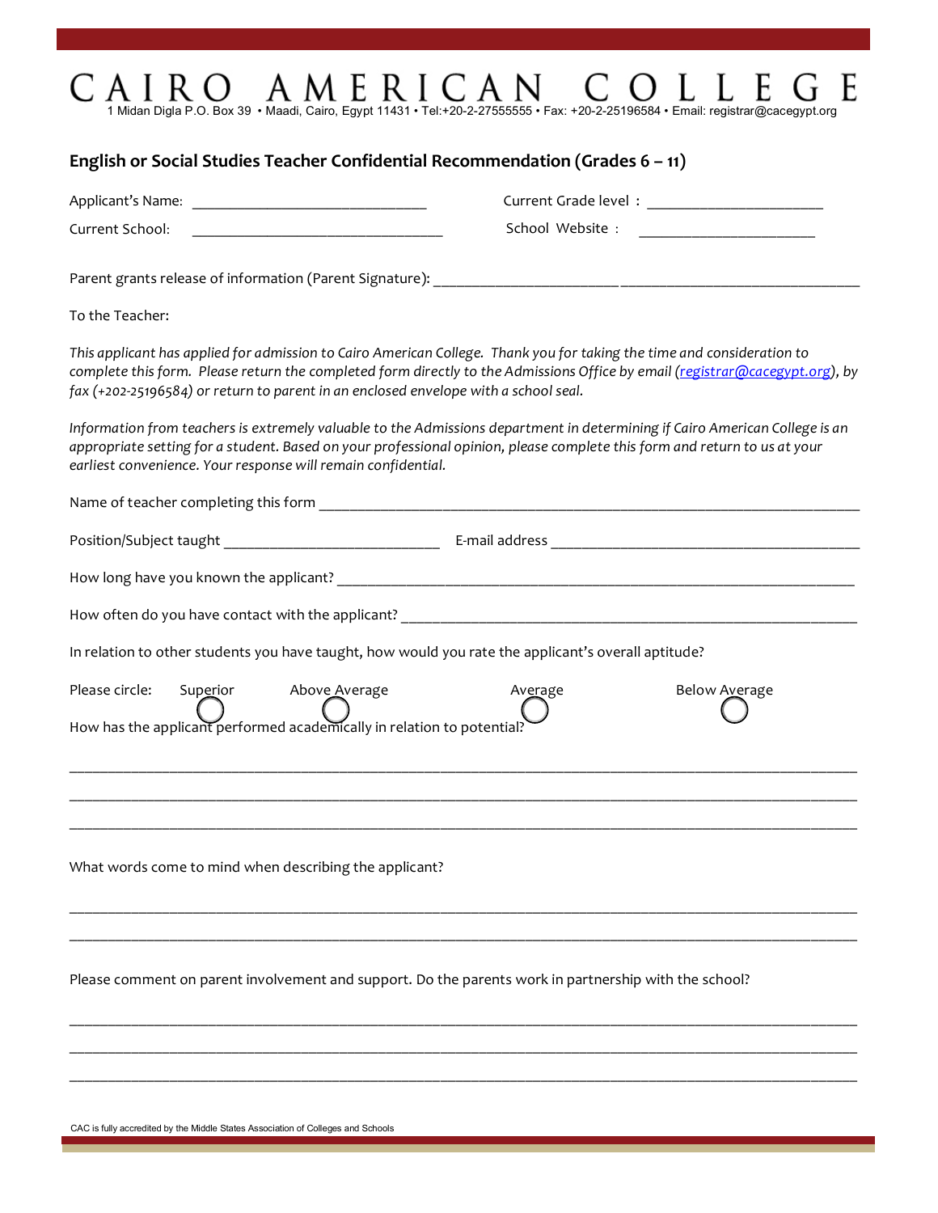# CAIRO AMERICAN COLLEGE

1 Midan Digla P.O. Box 39 • Maadi, Cairo, Egypt 11431 • Tel:+20-2-27555555 • Fax: +20-2-25196584 • Email: registrar@cacegypt.org

## English or Social Studies Teacher Confidential Recommendation (Grades 6 – 11)

Applicant's Name: ______________________________ Current Grade level : ______________________

Current School: ________________________________ School Website : ______________________

Parent grants release of information (Parent Signature): ______________________________________________________

To the Teacher:

*This applicant has applied for admission to Cairo American College. Thank you for taking the time and consideration to complete this form. Please return the completed form directly to the Admissions Office by email (registrar@cacegypt.org), by fax (+202-25196584) or return to parent in an enclosed envelope with a school seal.*

*Information from teachers is extremely valuable to the Admissions department in determining if Cairo American College is an appropriate setting for a student. Based on your professional opinion, please complete this form and return to us at your earliest convenience. Your response will remain confidential.*

Name of teacher completing this form ______________________________________________________________________

Position/Subject taught ____________________________ E-mail address ________________________________________

How long have you known the applicant? ___________________________________________________________________

How often do you have contact with the applicant? _________________________________________________________

In relation to other students you have taught, how would you rate the applicant's overall aptitude?

Please circle: Superior ◯ Above Average ◯ Average ◯ Below Average ◯

How has the applicant performed academically in relation to potential?

_____________________________________________________________________________________________________

_____________________________________________________________________________________________________

_____________________________________________________________________________________________________

What words come to mind when describing the applicant?

_____________________________________________________________________________________________________

_____________________________________________________________________________________________________

Please comment on parent involvement and support. Do the parents work in partnership with the school?

_____________________________________________________________________________________________________

_____________________________________________________________________________________________________

_____________________________________________________________________________________________________

CAC is fully accredited by the Middle States Association of Colleges and Schools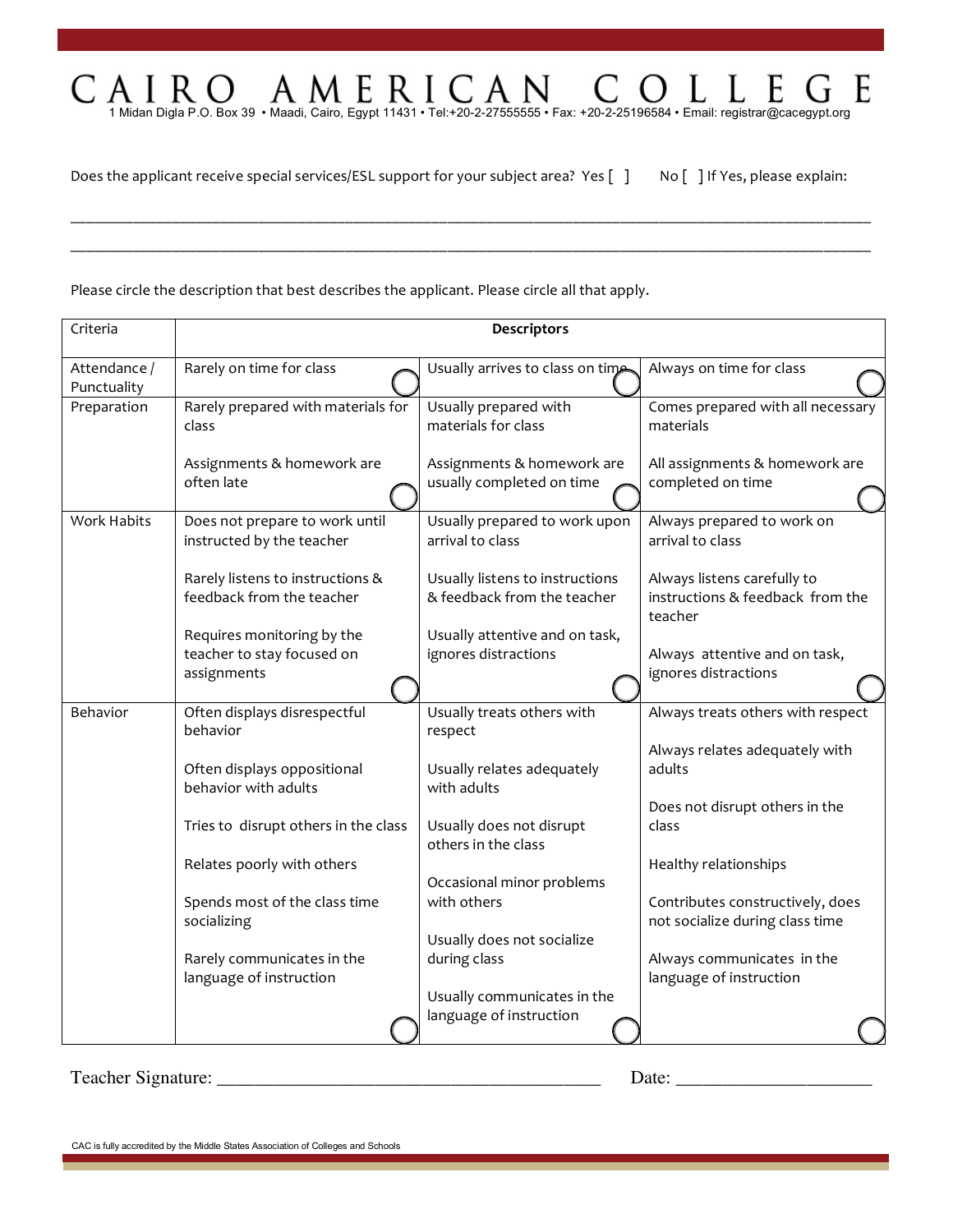# CAIRO AMERICAN COLLEGE

1 Midan Digla P.O. Box 39 • Maadi, Cairo, Egypt 11431 • Tel:+20-2-27555555 • Fax: +20-2-25196584 • Email: registrar@cacegypt.org

Does the applicant receive special services/ESL support for your subject area? Yes [ ] No [ ] If Yes, please explain:

\_\_\_\_\_\_\_\_\_\_\_\_\_\_\_\_\_\_\_\_\_\_\_\_\_\_\_\_\_\_\_\_\_\_\_\_\_\_\_\_\_\_\_\_\_\_\_\_\_\_\_\_\_\_\_\_\_\_\_\_\_\_\_\_\_\_\_\_\_\_\_\_\_\_\_\_\_\_\_\_\_\_\_\_\_\_\_\_\_\_\_\_

\_\_\_\_\_\_\_\_\_\_\_\_\_\_\_\_\_\_\_\_\_\_\_\_\_\_\_\_\_\_\_\_\_\_\_\_\_\_\_\_\_\_\_\_\_\_\_\_\_\_\_\_\_\_\_\_\_\_\_\_\_\_\_\_\_\_\_\_\_\_\_\_\_\_\_\_\_\_\_\_\_\_\_\_\_\_\_\_\_\_\_\_

Please circle the description that best describes the applicant. Please circle all that apply.

| Criteria | Descriptors | | |
|---|---|---|---|
| Attendance / Punctuality | Rarely on time for class | Usually arrives to class on time | Always on time for class |
| Preparation | Rarely prepared with materials for class<br><br>Assignments & homework are often late | Usually prepared with materials for class<br><br>Assignments & homework are usually completed on time | Comes prepared with all necessary materials<br><br>All assignments & homework are completed on time |
| Work Habits | Does not prepare to work until instructed by the teacher<br><br>Rarely listens to instructions & feedback from the teacher<br><br>Requires monitoring by the teacher to stay focused on assignments | Usually prepared to work upon arrival to class<br><br>Usually listens to instructions & feedback from the teacher<br><br>Usually attentive and on task, ignores distractions | Always prepared to work on arrival to class<br><br>Always listens carefully to instructions & feedback from the teacher<br><br>Always attentive and on task, ignores distractions |
| Behavior | Often displays disrespectful behavior<br><br>Often displays oppositional behavior with adults<br><br>Tries to disrupt others in the class<br><br>Relates poorly with others<br><br>Spends most of the class time socializing<br><br>Rarely communicates in the language of instruction | Usually treats others with respect<br><br>Usually relates adequately with adults<br><br>Usually does not disrupt others in the class<br><br>Occasional minor problems with others<br><br>Usually does not socialize during class<br><br>Usually communicates in the language of instruction | Always treats others with respect<br><br>Always relates adequately with adults<br><br>Does not disrupt others in the class<br><br>Healthy relationships<br><br>Contributes constructively, does not socialize during class time<br><br>Always communicates in the language of instruction |

Teacher Signature: \_\_\_\_\_\_\_\_\_\_\_\_\_\_\_\_\_\_\_\_\_\_\_\_\_\_\_\_\_\_\_\_\_\_\_\_\_\_\_\_\_\_ Date: \_\_\_\_\_\_\_\_\_\_\_\_\_\_\_\_\_\_\_\_\_\_

CAC is fully accredited by the Middle States Association of Colleges and Schools